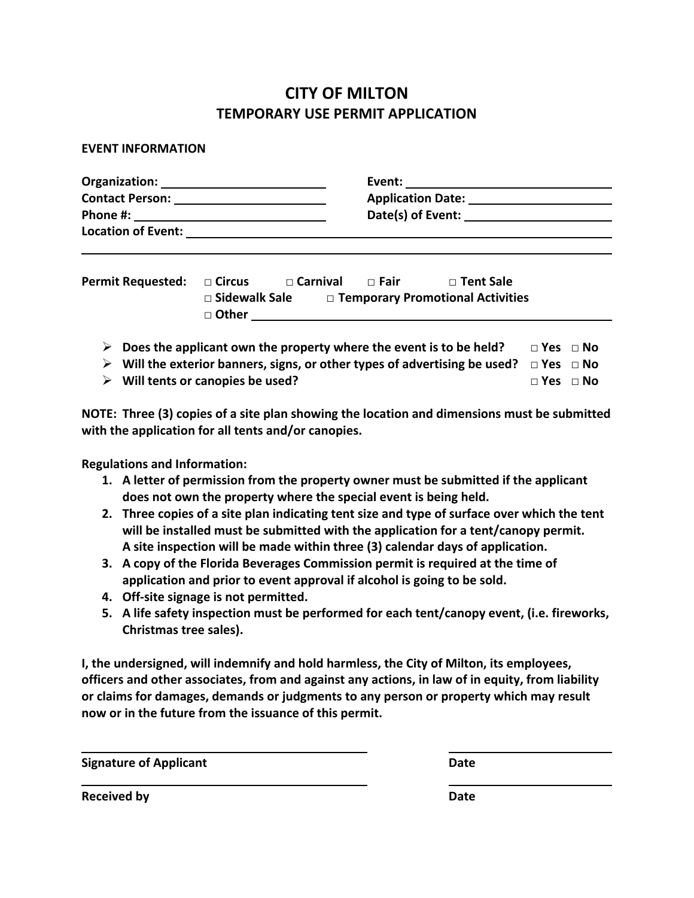# CITY OF MILTON

## TEMPORARY USE PERMIT APPLICATION

**EVENT INFORMATION**

**Organization:** ______________________ **Event:** ______________________

**Contact Person:** ______________________ **Application Date:** ______________________

**Phone #:** ______________________ **Date(s) of Event:** ______________________

**Location of Event:** ____________________________________________

____________________________________________

**Permit Requested:** □ **Circus** □ **Carnival** □ **Fair** □ **Tent Sale**
□ **Sidewalk Sale** □ **Temporary Promotional Activities**
□ **Other** ______________________________

- **Does the applicant own the property where the event is to be held?** □ **Yes** □ **No**
- **Will the exterior banners, signs, or other types of advertising be used?** □ **Yes** □ **No**
- **Will tents or canopies be used?** □ **Yes** □ **No**

**NOTE: Three (3) copies of a site plan showing the location and dimensions must be submitted with the application for all tents and/or canopies.**

**Regulations and Information:**

1. **A letter of permission from the property owner must be submitted if the applicant does not own the property where the special event is being held.**
2. **Three copies of a site plan indicating tent size and type of surface over which the tent will be installed must be submitted with the application for a tent/canopy permit. A site inspection will be made within three (3) calendar days of application.**
3. **A copy of the Florida Beverages Commission permit is required at the time of application and prior to event approval if alcohol is going to be sold.**
4. **Off-site signage is not permitted.**
5. **A life safety inspection must be performed for each tent/canopy event, (i.e. fireworks, Christmas tree sales).**

**I, the undersigned, will indemnify and hold harmless, the City of Milton, its employees, officers and other associates, from and against any actions, in law of in equity, from liability or claims for damages, demands or judgments to any person or property which may result now or in the future from the issuance of this permit.**

______________________________ ______________________

**Signature of Applicant** **Date**

______________________________ ______________________

**Received by** **Date**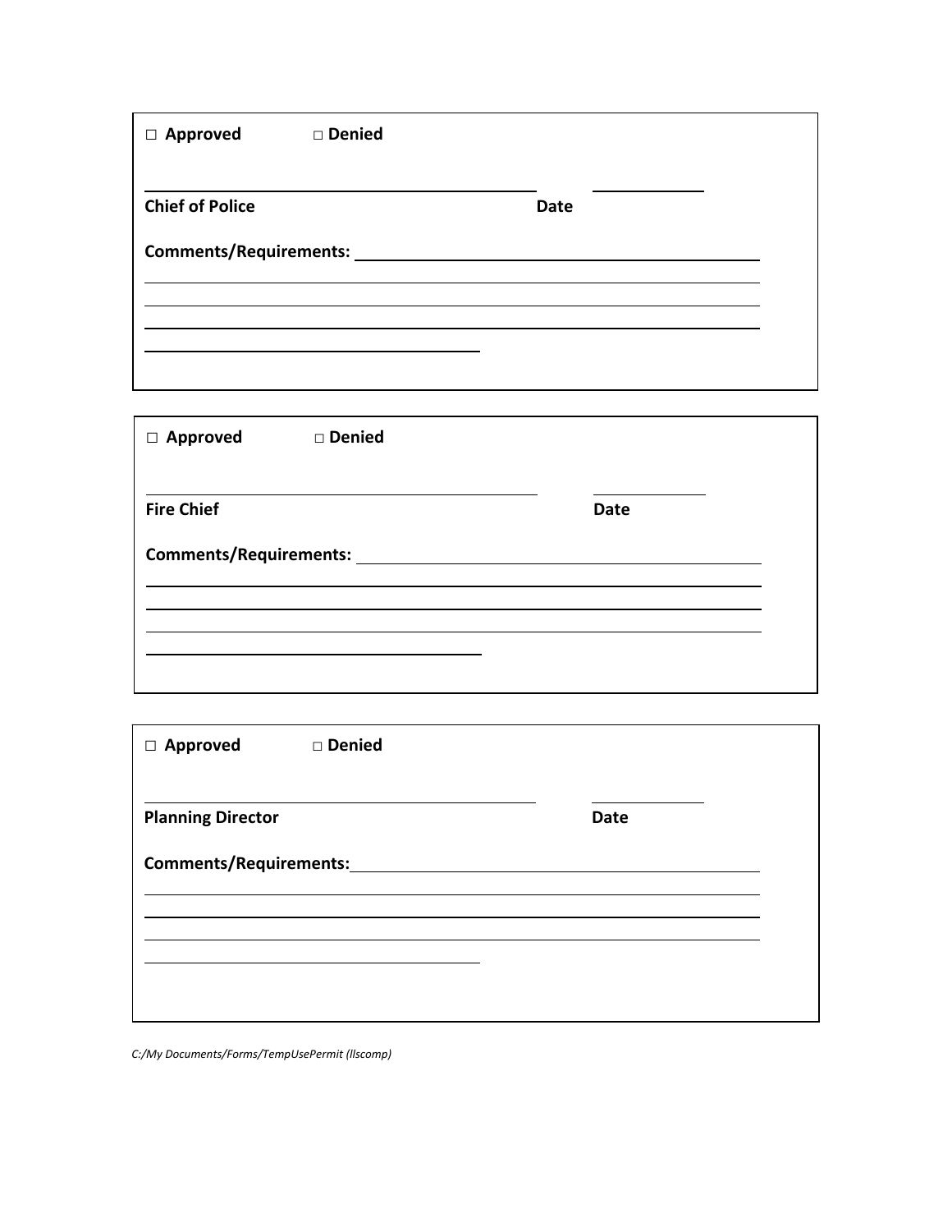□ **Approved** □ **Denied**

______________________________________________ ____________

**Chief of Police** **Date**

**Comments/Requirements:** ________________________________________________

__________________________________________________________________________

__________________________________________________________________________

__________________________________________________________________________

______________________________________

---

□ **Approved** □ **Denied**

______________________________________________ ____________

**Fire Chief** **Date**

**Comments/Requirements:** ________________________________________________

__________________________________________________________________________

__________________________________________________________________________

__________________________________________________________________________

______________________________________

---

□ **Approved** □ **Denied**

______________________________________________ ____________

**Planning Director** **Date**

**Comments/Requirements:**________________________________________________

__________________________________________________________________________

__________________________________________________________________________

__________________________________________________________________________

______________________________________

*C:/My Documents/Forms/TempUsePermit (llscomp)*